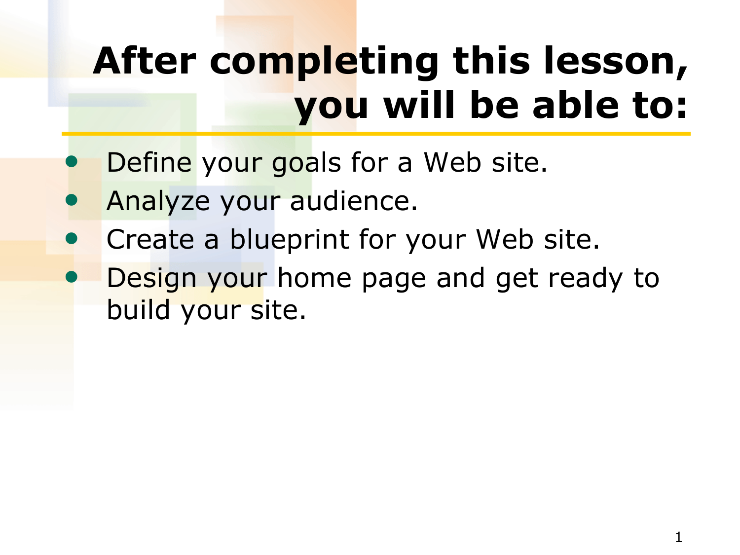# After completing this lesson, you will be able to:

- Define your goals for a Web site.
- Analyze your audience.
- Create a blueprint for your Web site.
- Design your home page and get ready to build your site.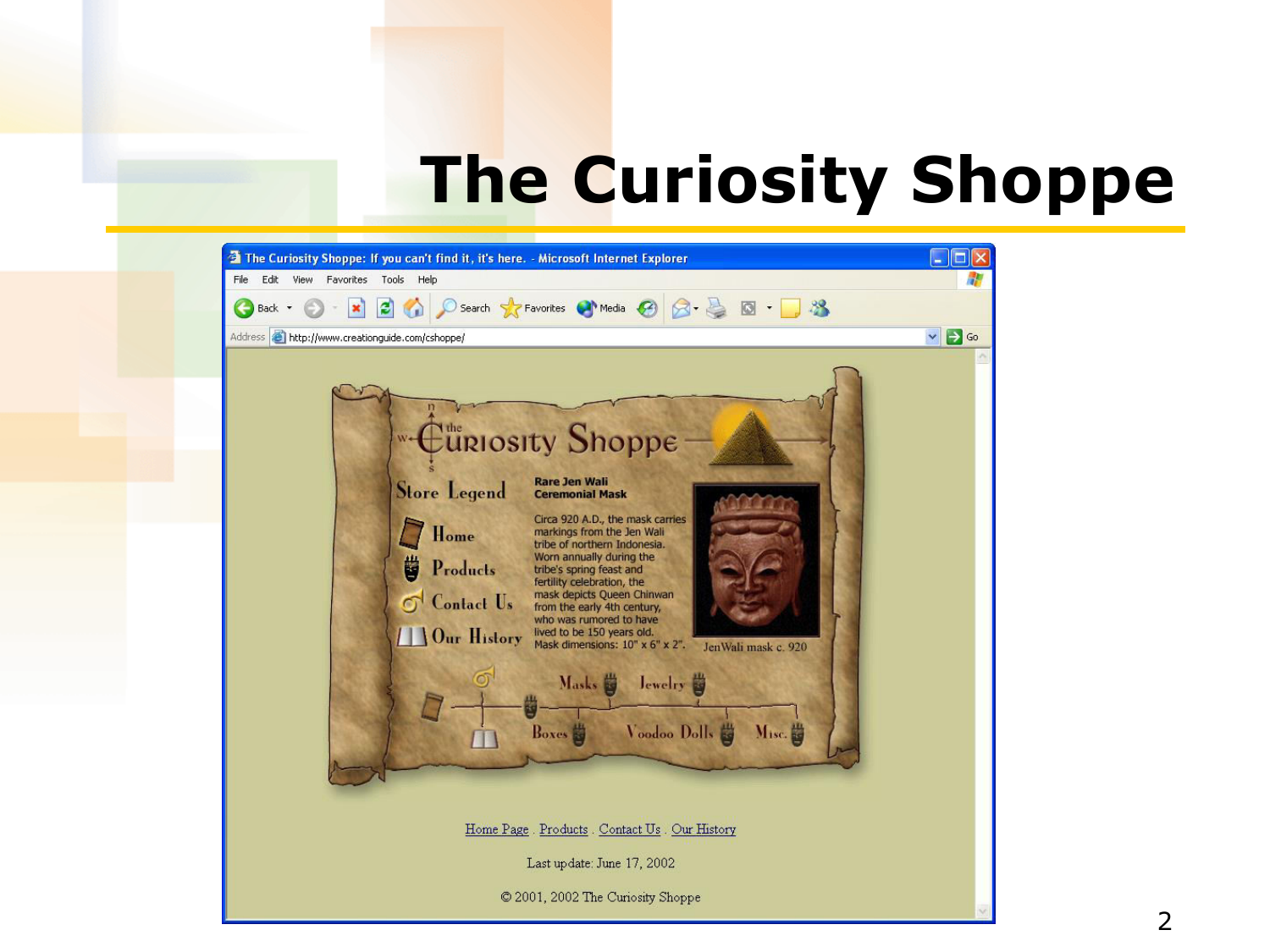# The Curiosity Shoppe

The Curiosity Shoppe: If you can't find it, it's here. - Microsoft Internet Explorer

http://www.creationguide.com/cshoppe/

the Curiosity Shoppe

Store Legend

- Home
- Products
- Contact Us
- Our History

**Rare Jen Wali Ceremonial Mask**

Circa 920 A.D., the mask carries markings from the Jen Wali tribe of northern Indonesia. Worn annually during the tribe's spring feast and fertility celebration, the mask depicts Queen Chinwan from the early 4th century, who was rumored to have lived to be 150 years old. Mask dimensions: 10" x 6" x 2".

JenWali mask c. 920

Masks · Jewelry · Boxes · Voodoo Dolls · Misc.

Home Page . Products . Contact Us . Our History

Last update: June 17, 2002

© 2001, 2002 The Curiosity Shoppe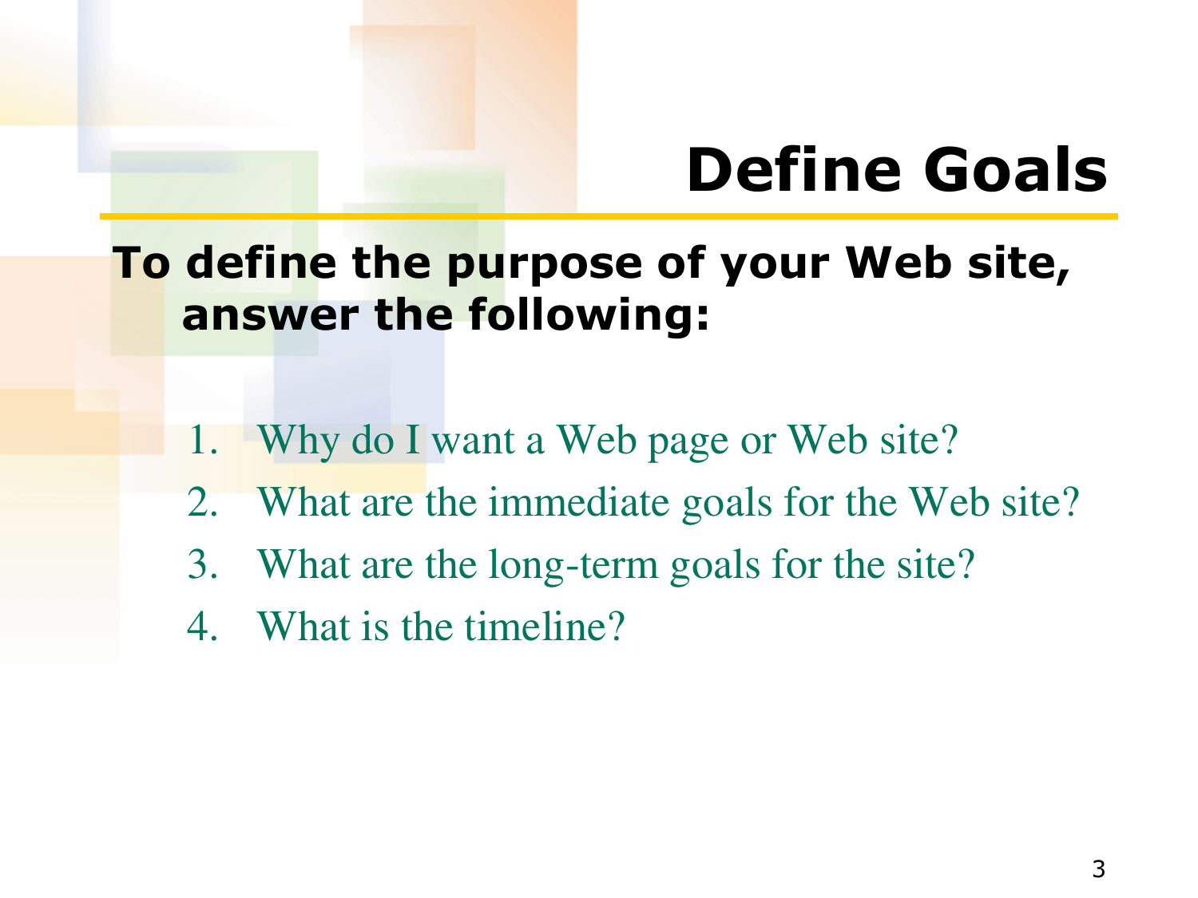# Define Goals

**To define the purpose of your Web site, answer the following:**

1. Why do I want a Web page or Web site?
2. What are the immediate goals for the Web site?
3. What are the long-term goals for the site?
4. What is the timeline?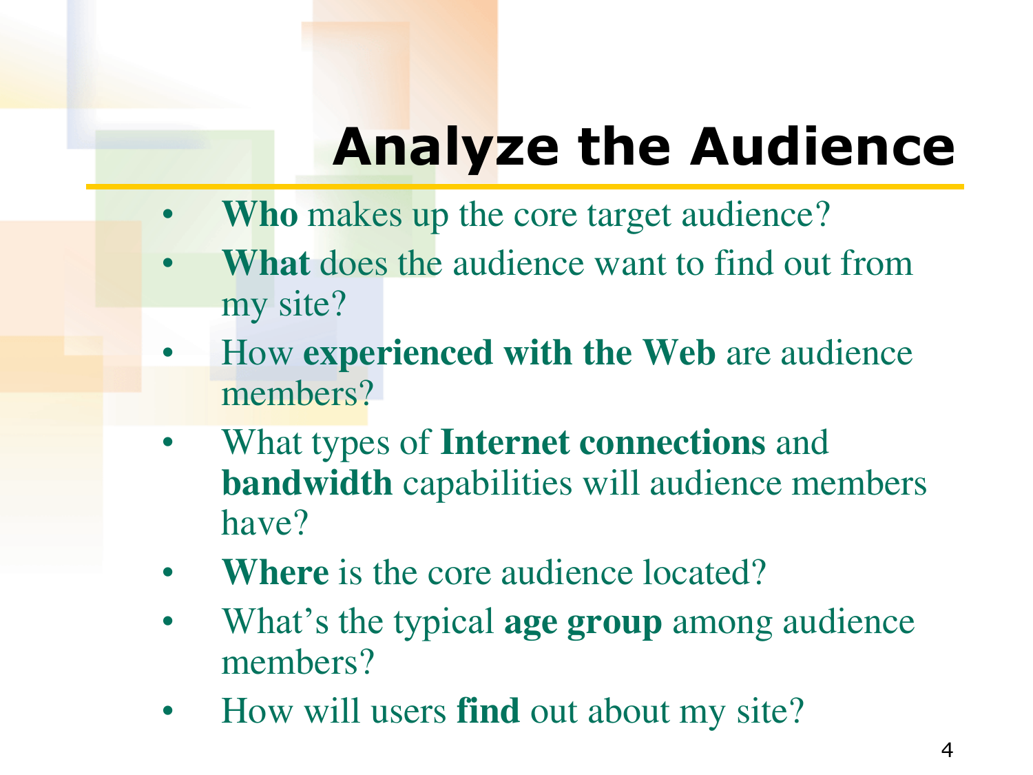# Analyze the Audience

- **Who** makes up the core target audience?
- **What** does the audience want to find out from my site?
- How **experienced with the Web** are audience members?
- What types of **Internet connections** and **bandwidth** capabilities will audience members have?
- **Where** is the core audience located?
- What's the typical **age group** among audience members?
- How will users **find** out about my site?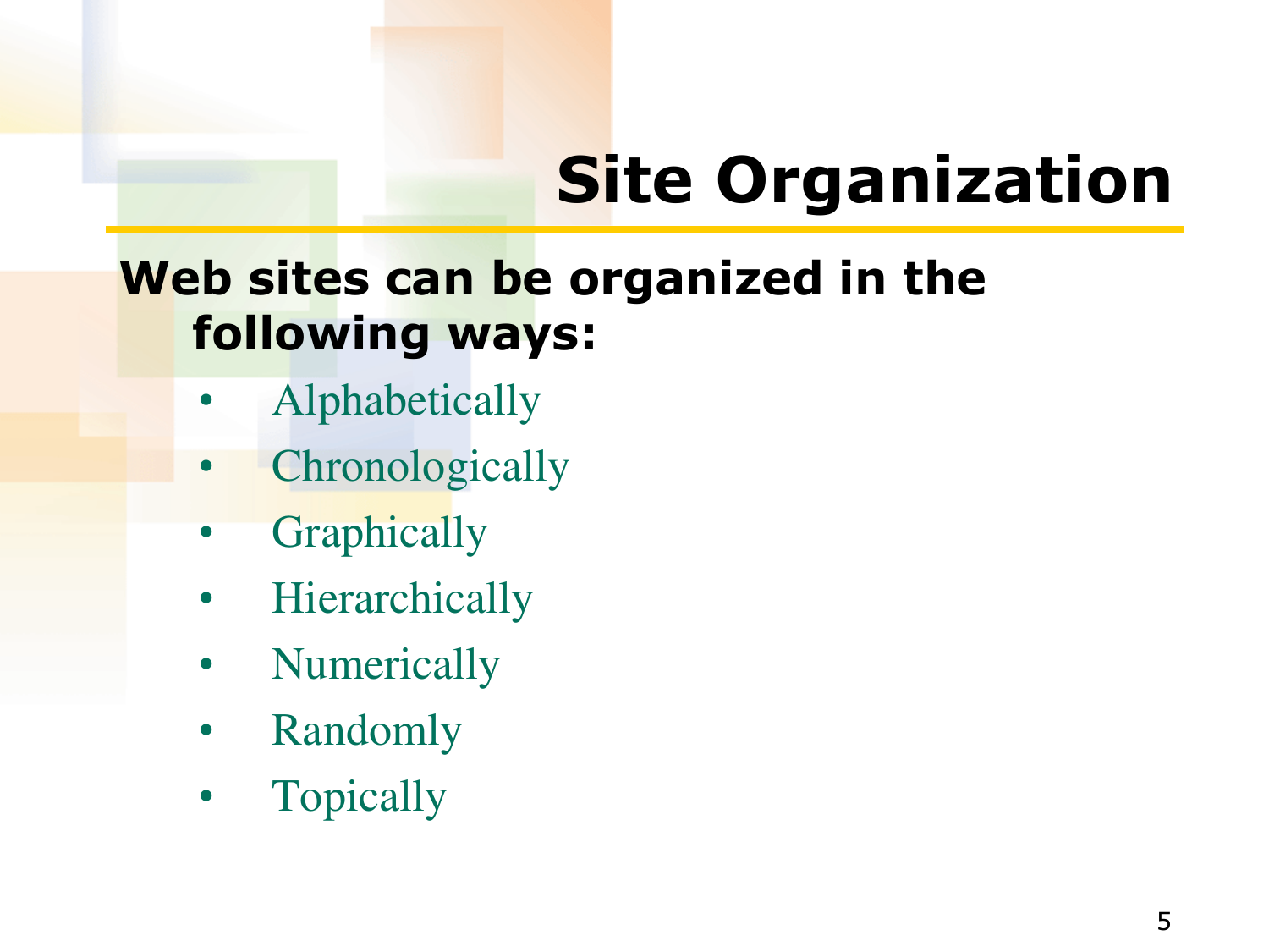# Site Organization

**Web sites can be organized in the following ways:**

- Alphabetically
- Chronologically
- Graphically
- Hierarchically
- Numerically
- Randomly
- Topically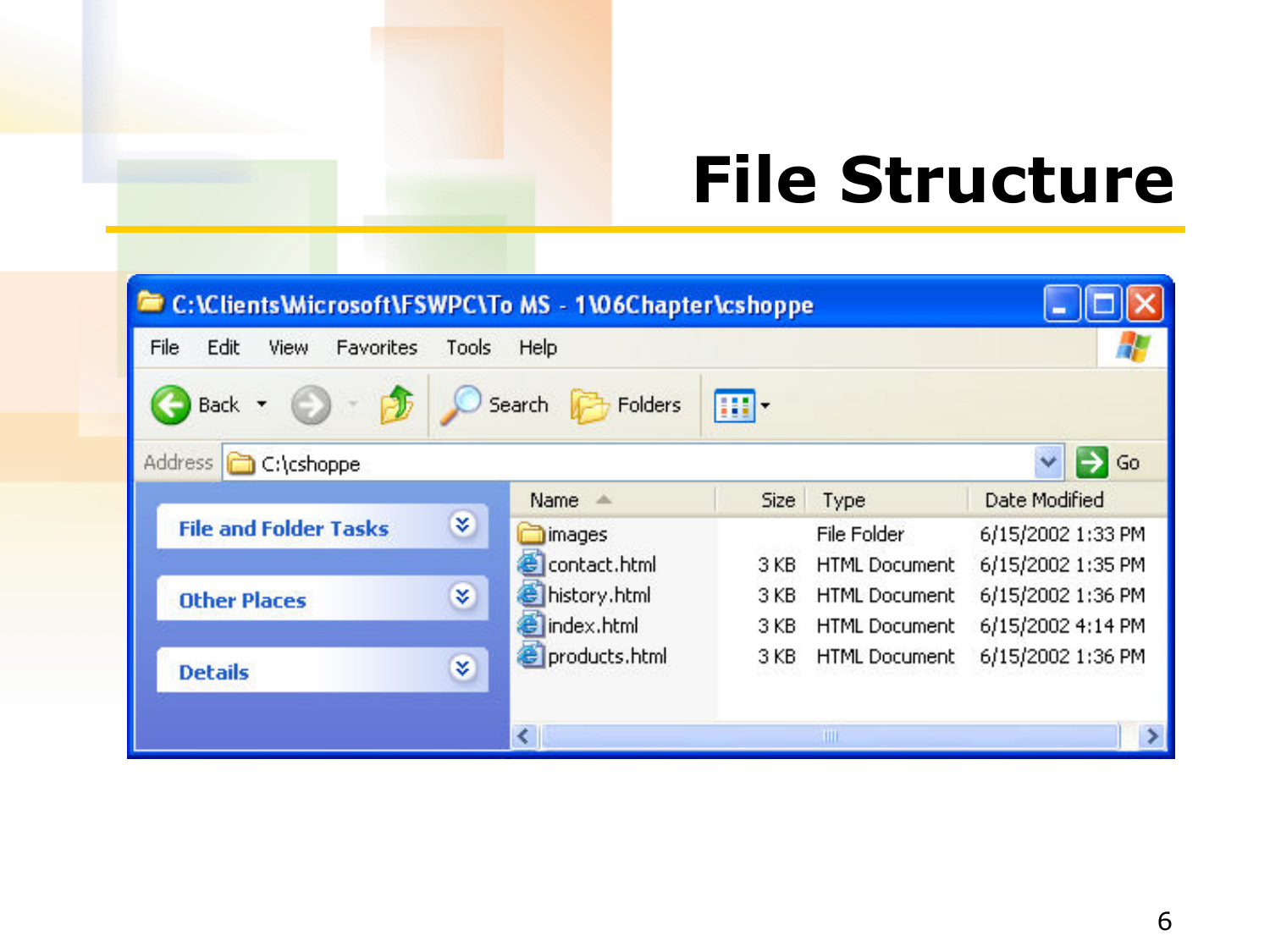# File Structure

C:\Clients\Microsoft\FSWPC\To MS - 1\06Chapter\cshoppe

File Edit View Favorites Tools Help

Back Search Folders

Address C:\cshoppe Go

File and Folder Tasks

Other Places

Details

| Name | Size | Type | Date Modified |
|---|---|---|---|
| images | | File Folder | 6/15/2002 1:33 PM |
| contact.html | 3 KB | HTML Document | 6/15/2002 1:35 PM |
| history.html | 3 KB | HTML Document | 6/15/2002 1:36 PM |
| index.html | 3 KB | HTML Document | 6/15/2002 4:14 PM |
| products.html | 3 KB | HTML Document | 6/15/2002 1:36 PM |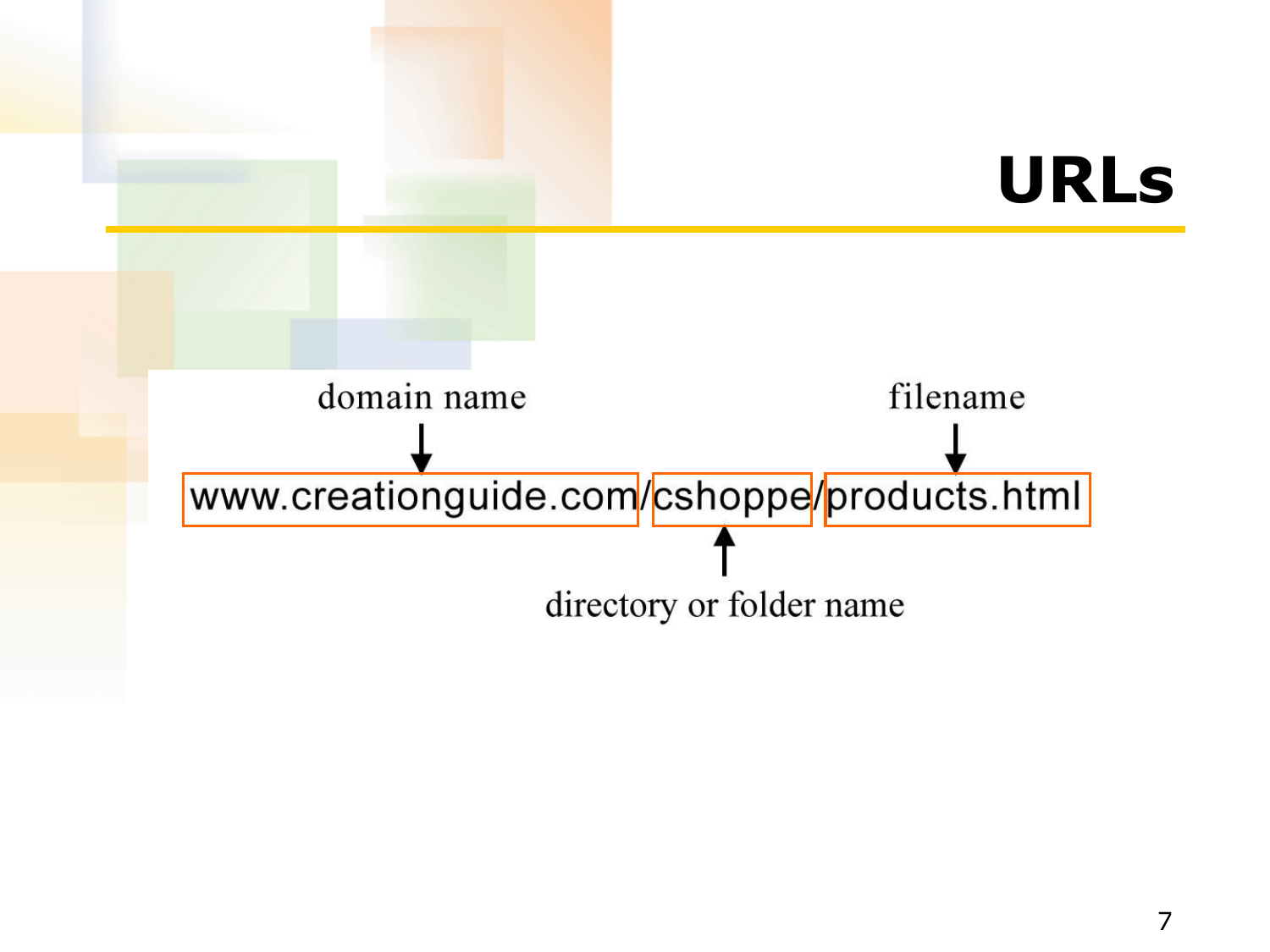# URLs

domain name

filename

www.creationguide.com/cshoppe/products.html

directory or folder name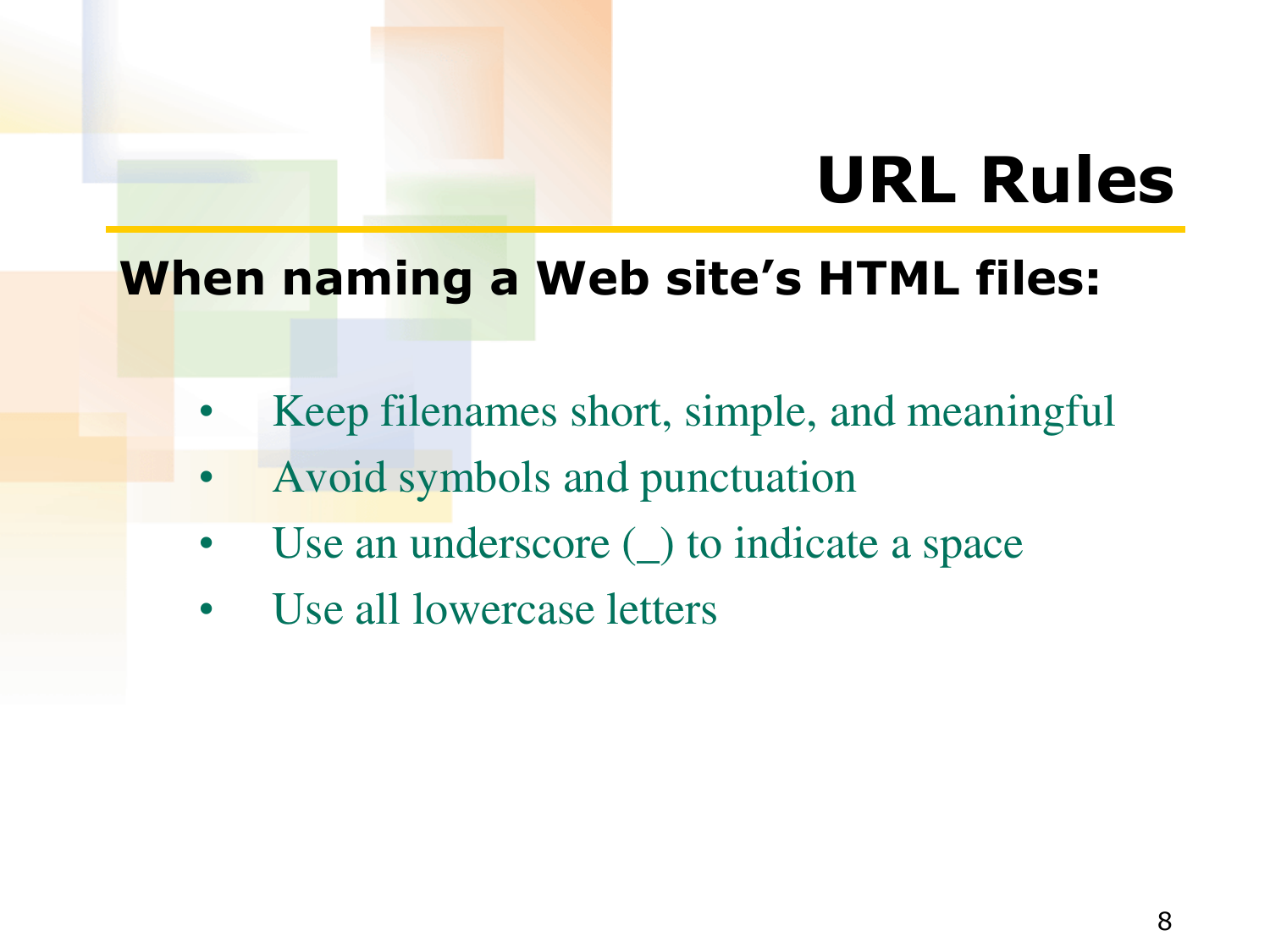# URL Rules

**When naming a Web site's HTML files:**

- Keep filenames short, simple, and meaningful
- Avoid symbols and punctuation
- Use an underscore (_) to indicate a space
- Use all lowercase letters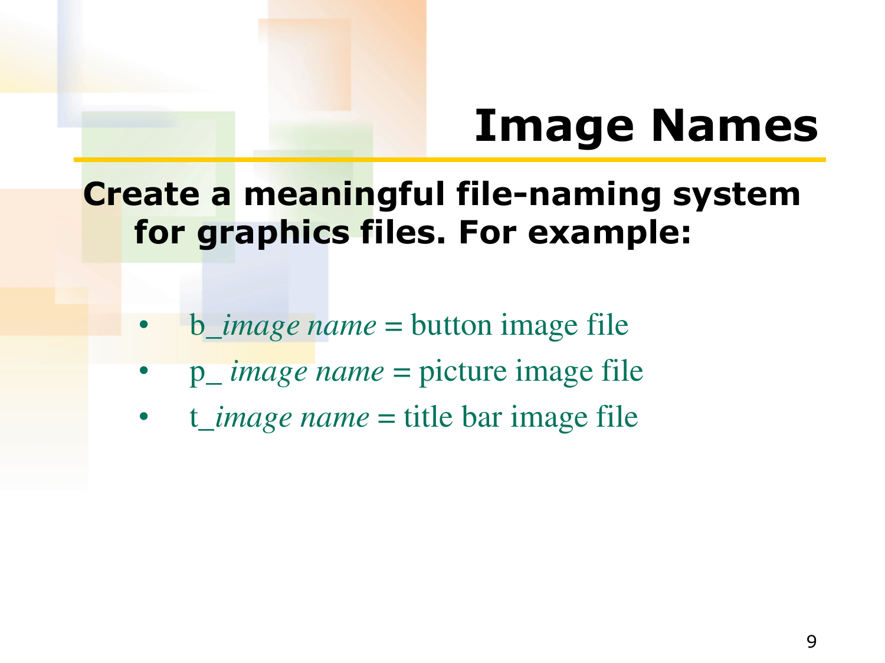# Image Names

**Create a meaningful file-naming system for graphics files. For example:**

- b_*image name* = button image file
- p_ *image name* = picture image file
- t_*image name* = title bar image file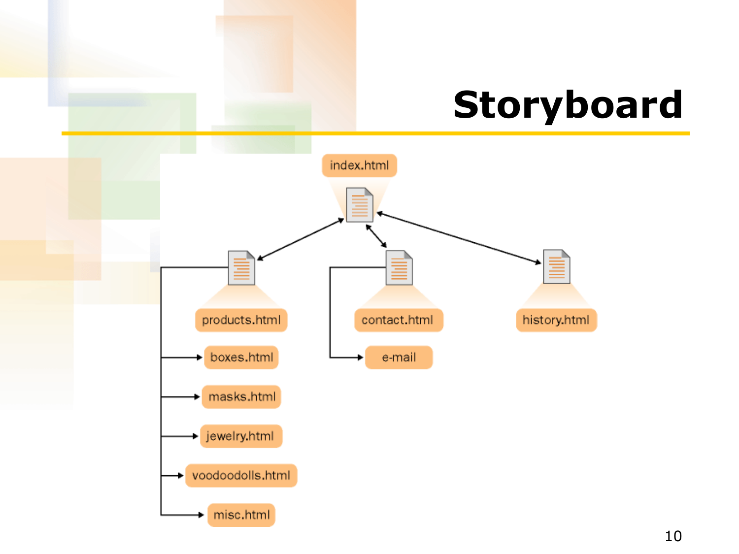# Storyboard

- index.html
  - products.html
    - boxes.html
    - masks.html
    - jewelry.html
    - voodoodolls.html
    - misc.html
  - contact.html
    - e-mail
  - history.html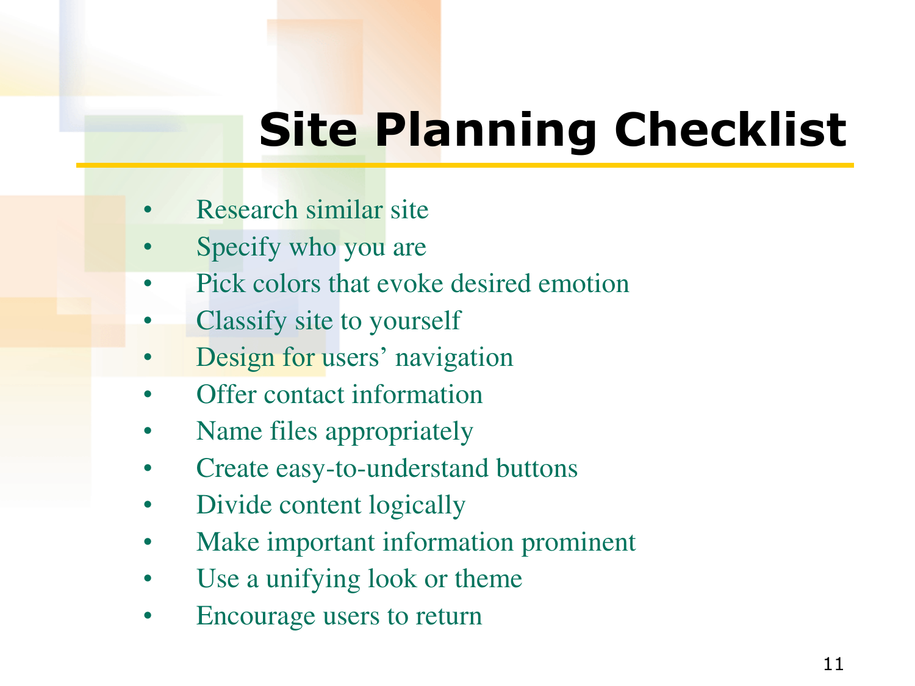# Site Planning Checklist

- Research similar site
- Specify who you are
- Pick colors that evoke desired emotion
- Classify site to yourself
- Design for users' navigation
- Offer contact information
- Name files appropriately
- Create easy-to-understand buttons
- Divide content logically
- Make important information prominent
- Use a unifying look or theme
- Encourage users to return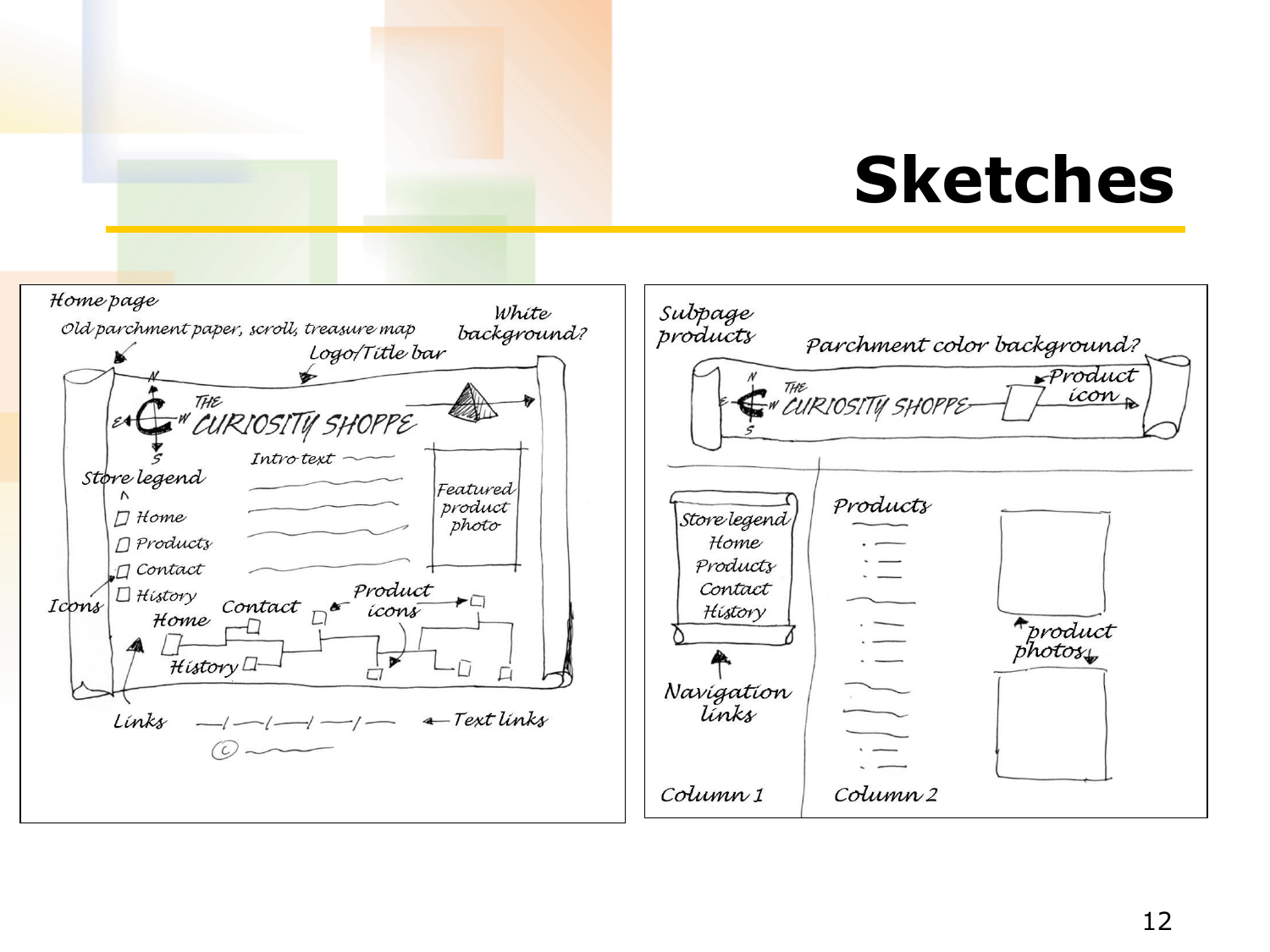# Sketches

Home page

Old parchment paper, scroll, treasure map

White background?

Logo/Title bar

THE CURIOSITY SHOPPE

Intro text

Featured product photo

Store legend

- Home
- Products
- Contact
- History

Icons

Home

Contact

Product icons

History

Links

Text links

©

Subpage products

Parchment color background?

THE CURIOSITY SHOPPE

Product icon

Store legend
Home
Products
Contact
History

Navigation links

Products

product photos

Column 1

Column 2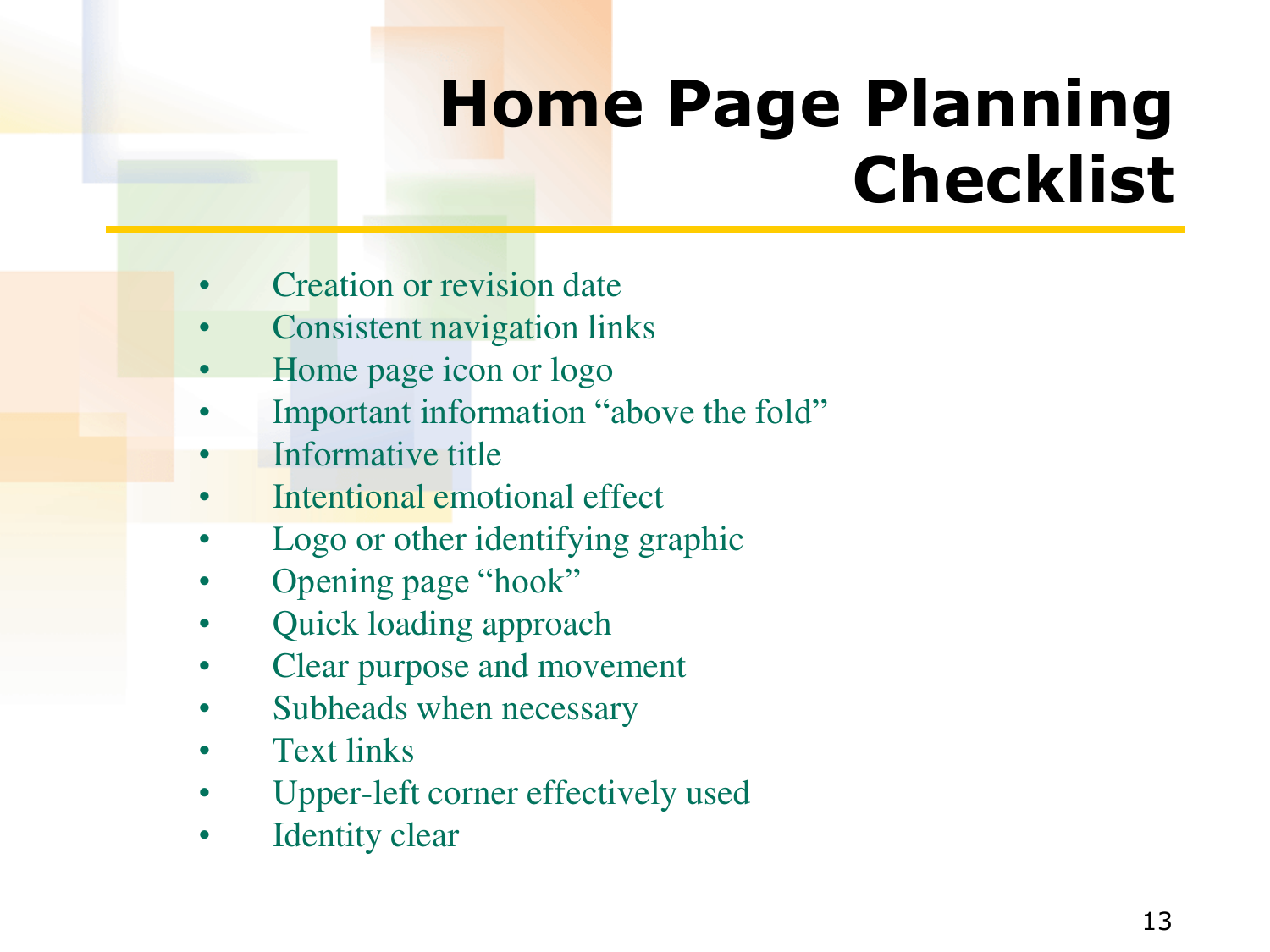# Home Page Planning Checklist

- Creation or revision date
- Consistent navigation links
- Home page icon or logo
- Important information “above the fold”
- Informative title
- Intentional emotional effect
- Logo or other identifying graphic
- Opening page “hook”
- Quick loading approach
- Clear purpose and movement
- Subheads when necessary
- Text links
- Upper-left corner effectively used
- Identity clear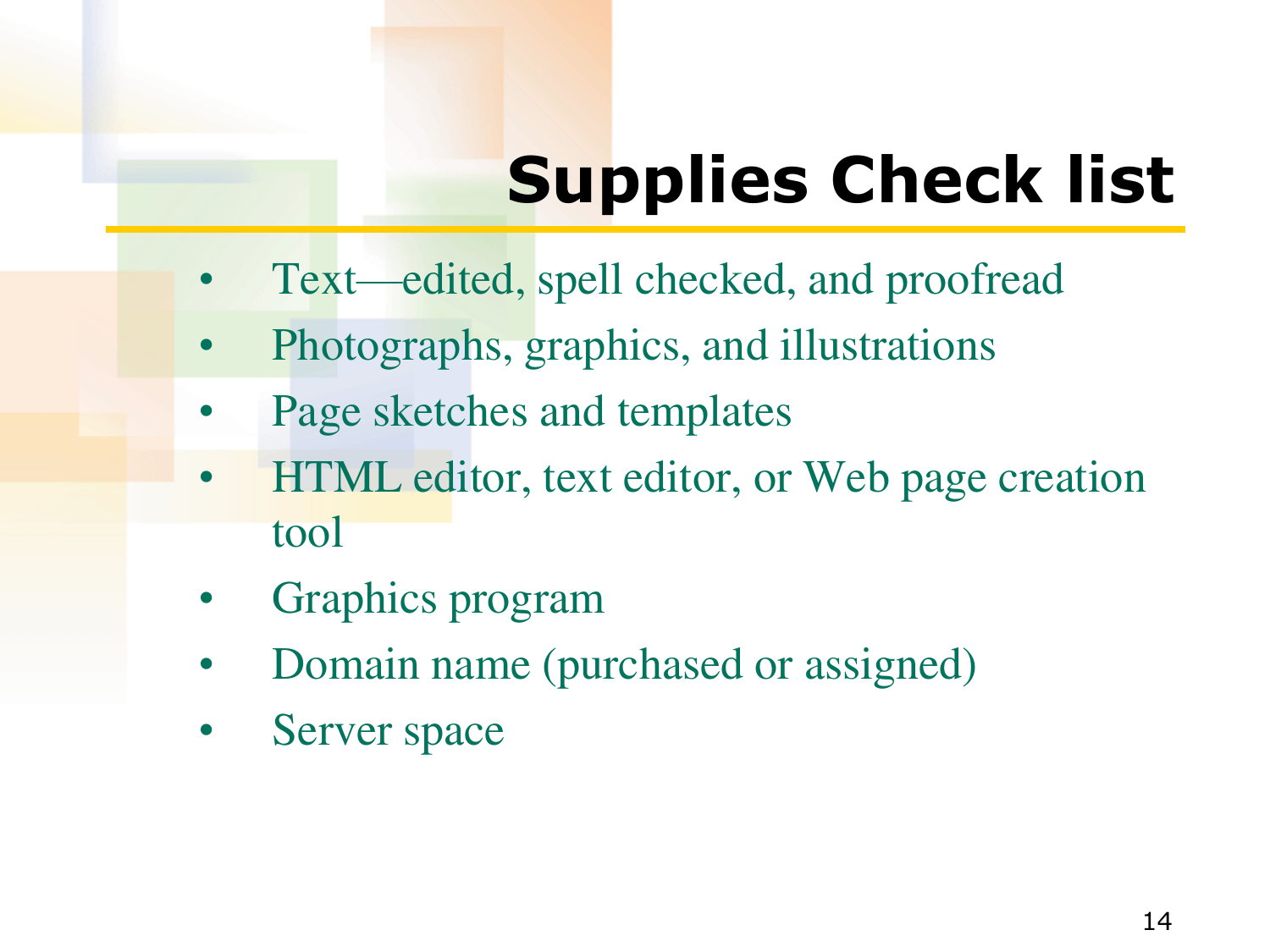# Supplies Check list

- Text—edited, spell checked, and proofread
- Photographs, graphics, and illustrations
- Page sketches and templates
- HTML editor, text editor, or Web page creation tool
- Graphics program
- Domain name (purchased or assigned)
- Server space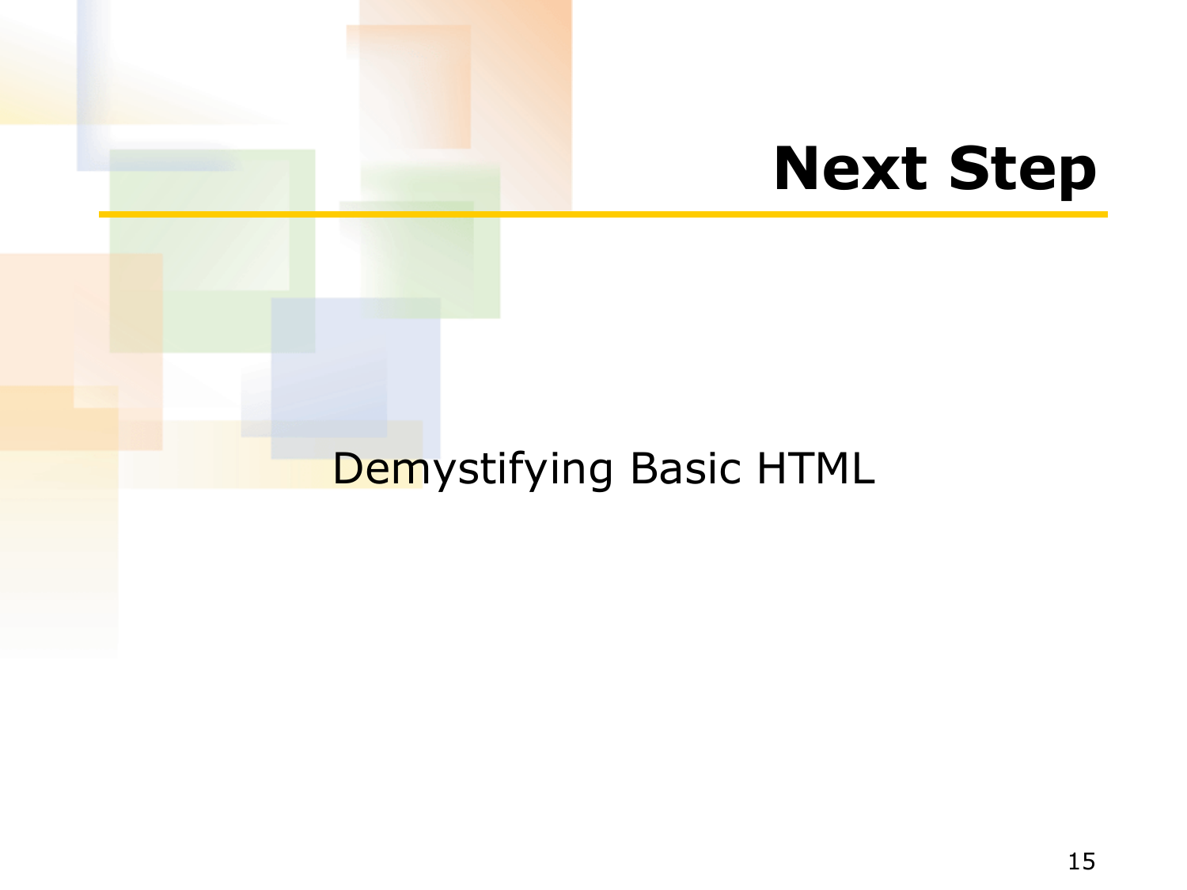# Next Step

Demystifying Basic HTML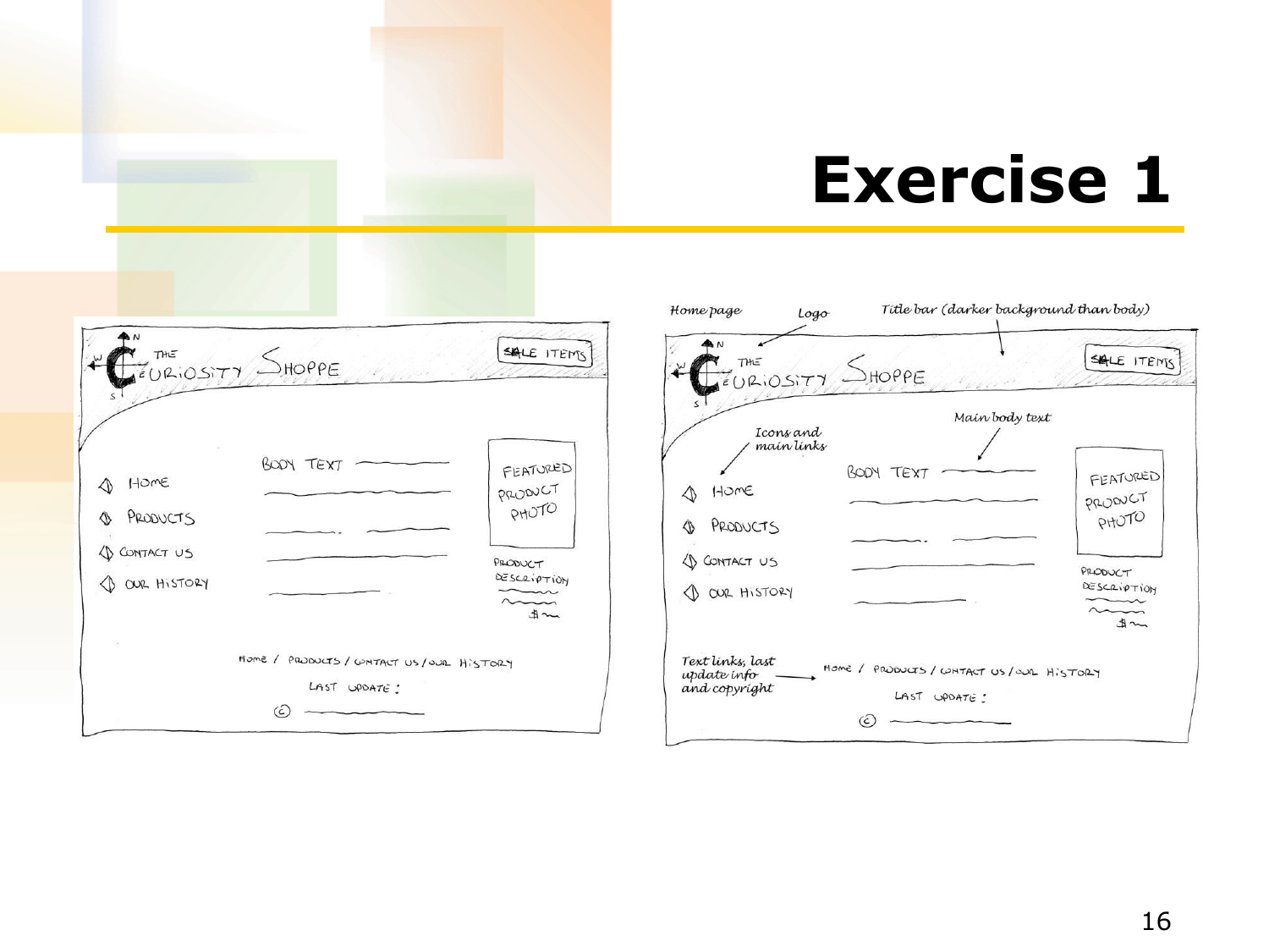# Exercise 1

Home page — Logo — Title bar (darker background than body)

THE CURIOSITY SHOPPE — SALE ITEMS

Icons and main links — Main body text

HOME — BODY TEXT — FEATURED PRODUCT PHOTO

PRODUCTS

CONTACT US — PRODUCT DESCRIPTION

OUR HISTORY — $

Text links, last update info and copyright

HOME / PRODUCTS / CONTACT US / OUR HISTORY

LAST UPDATE:

©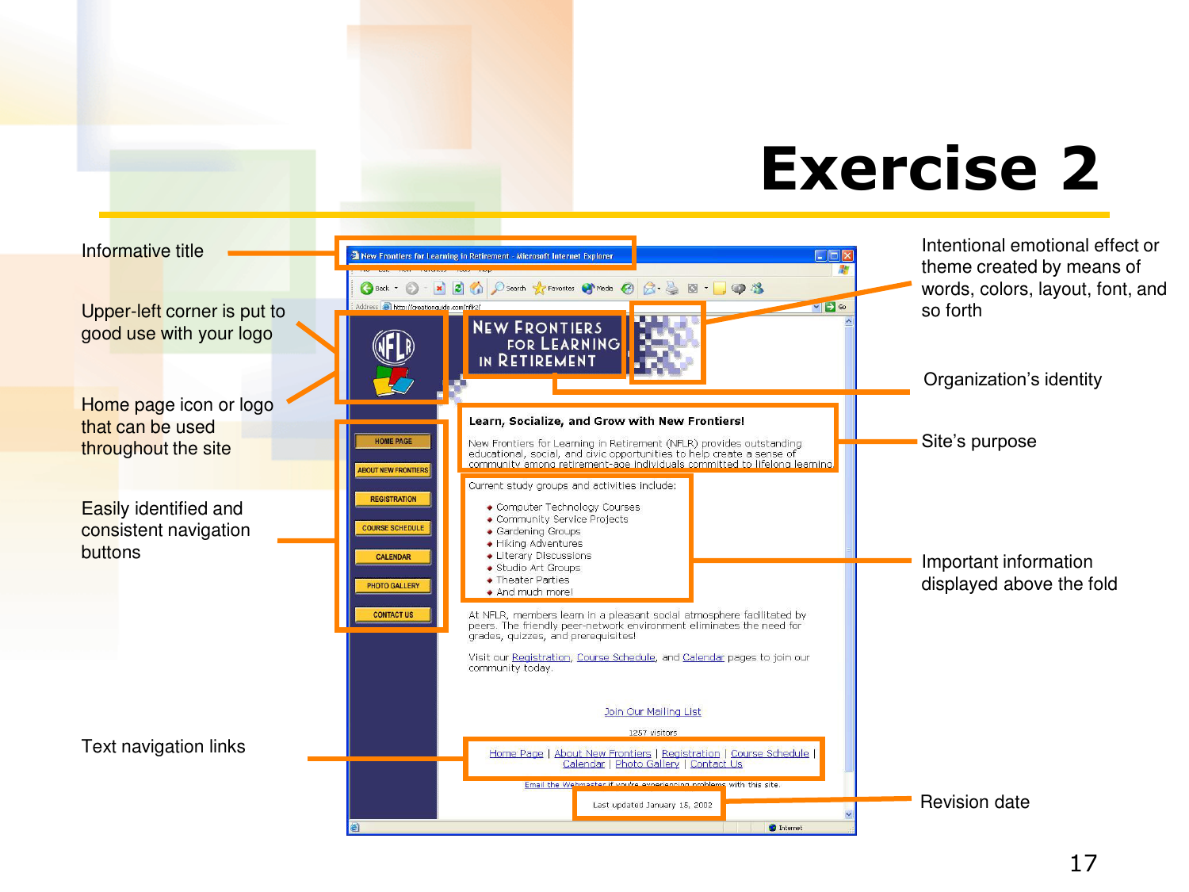# Exercise 2

Informative title

Upper-left corner is put to good use with your logo

Home page icon or logo that can be used throughout the site

Easily identified and consistent navigation buttons

Text navigation links

Intentional emotional effect or theme created by means of words, colors, layout, font, and so forth

Organization's identity

Site's purpose

Important information displayed above the fold

Revision date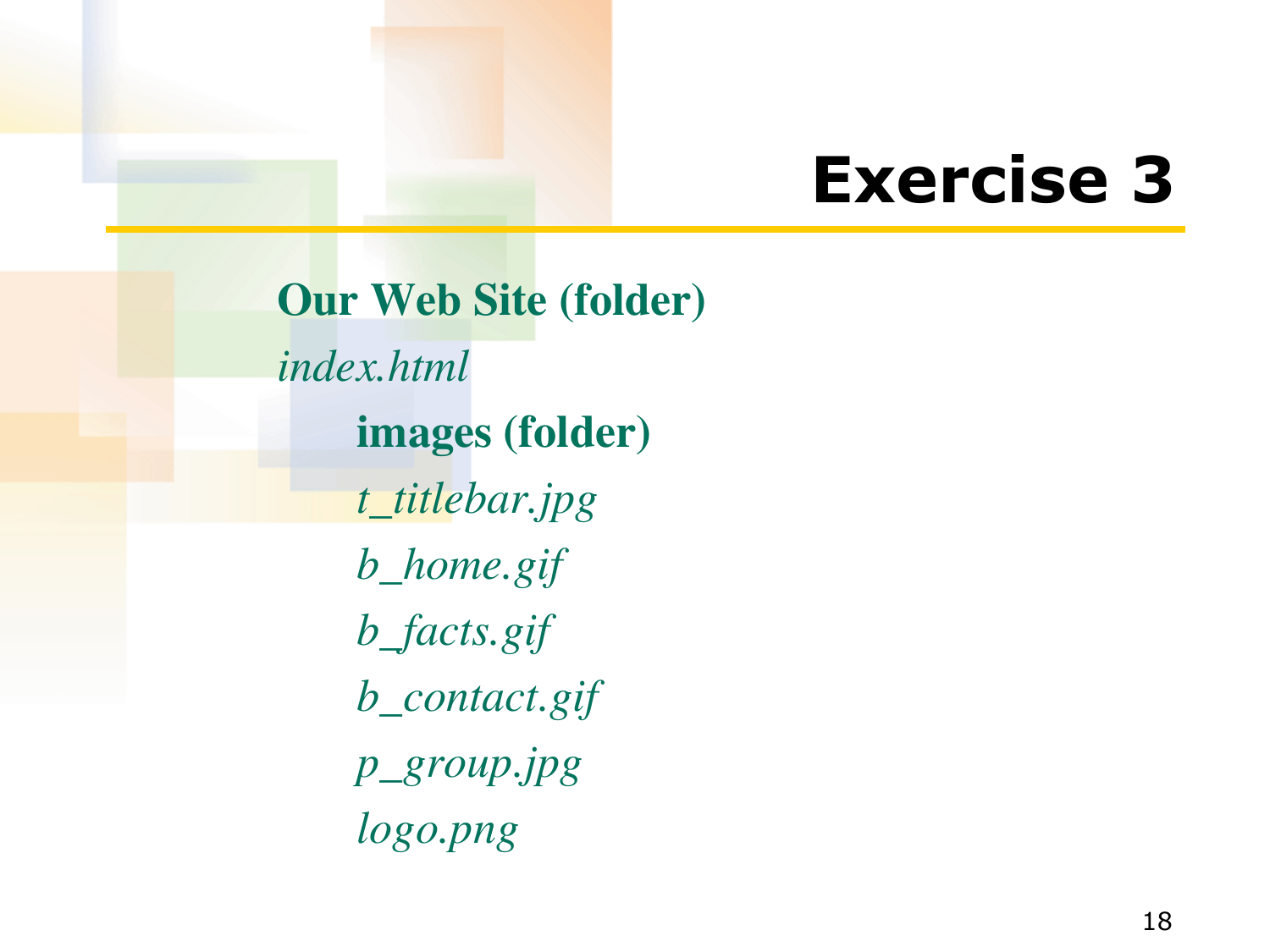# Exercise 3

**Our Web Site (folder)**

*index.html*

- **images (folder)**
- *t_titlebar.jpg*
- *b_home.gif*
- *b_facts.gif*
- *b_contact.gif*
- *p_group.jpg*
- *logo.png*